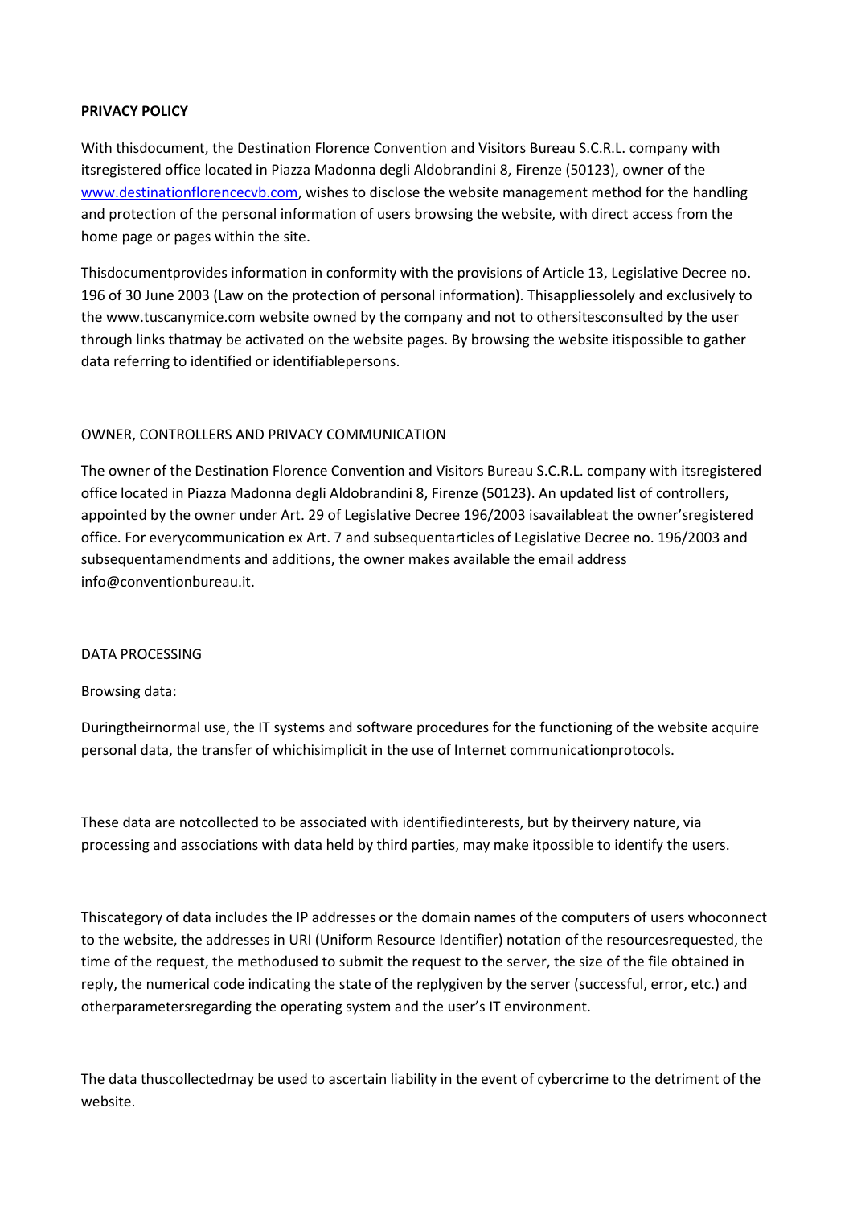**PRIVACY POLICY**

With thisdocument, the Destination Florence Convention and Visitors Bureau S.C.R.L. company with itsregistered office located in Piazza Madonna degli Aldobrandini 8, Firenze (50123), owner of the [www.destinationflorencecvb.com](www.destinationflorencecvb.com), wishes to disclose the website management method for the handling and protection of the personal information of users browsing the website, with direct access from the home page or pages within the site.

Thisdocumentprovides information in conformity with the provisions of Article 13, Legislative Decree no. 196 of 30 June 2003 (Law on the protection of personal information). Thisappliessolely and exclusively to the www.tuscanymice.com website owned by the company and not to othersitesconsulted by the user through links thatmay be activated on the website pages. By browsing the website itispossible to gather data referring to identified or identifiablepersons.

OWNER, CONTROLLERS AND PRIVACY COMMUNICATION

The owner of the Destination Florence Convention and Visitors Bureau S.C.R.L. company with itsregistered office located in Piazza Madonna degli Aldobrandini 8, Firenze (50123). An updated list of controllers, appointed by the owner under Art. 29 of Legislative Decree 196/2003 isavailableat the owner'sregistered office. For everycommunication ex Art. 7 and subsequentarticles of Legislative Decree no. 196/2003 and subsequentamendments and additions, the owner makes available the email address info@conventionbureau.it.

DATA PROCESSING

Browsing data:

Duringtheirnormal use, the IT systems and software procedures for the functioning of the website acquire personal data, the transfer of whichisimplicit in the use of Internet communicationprotocols.

These data are notcollected to be associated with identifiedinterests, but by theirvery nature, via processing and associations with data held by third parties, may make itpossible to identify the users.

Thiscategory of data includes the IP addresses or the domain names of the computers of users whoconnect to the website, the addresses in URI (Uniform Resource Identifier) notation of the resourcesrequested, the time of the request, the methodused to submit the request to the server, the size of the file obtained in reply, the numerical code indicating the state of the replygiven by the server (successful, error, etc.) and otherparametersregarding the operating system and the user's IT environment.

The data thuscollectedmay be used to ascertain liability in the event of cybercrime to the detriment of the website.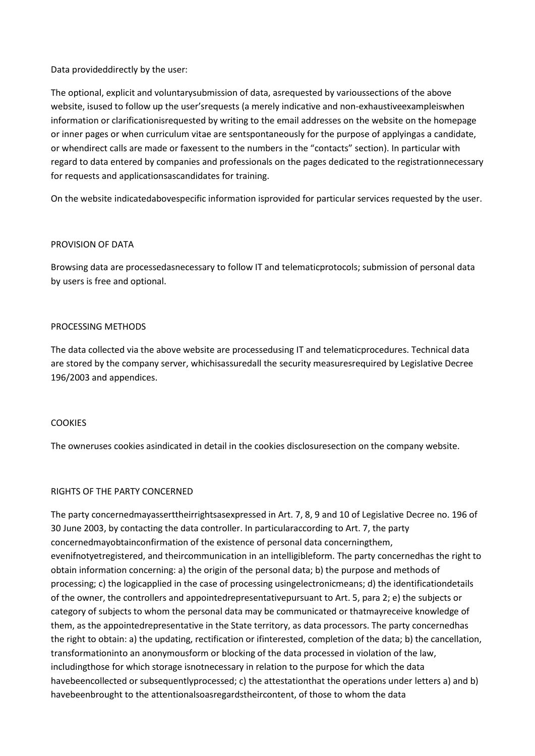Data provideddirectly by the user:

The optional, explicit and voluntarysubmission of data, asrequested by varioussections of the above website, isused to follow up the user'srequests (a merely indicative and non-exhaustiveexampleiswhen information or clarificationisrequested by writing to the email addresses on the website on the homepage or inner pages or when curriculum vitae are sentspontaneously for the purpose of applyingas a candidate, or whendirect calls are made or faxessent to the numbers in the "contacts" section). In particular with regard to data entered by companies and professionals on the pages dedicated to the registrationnecessary for requests and applicationsascandidates for training.

On the website indicatedabovespecific information isprovided for particular services requested by the user.

PROVISION OF DATA

Browsing data are processedasnecessary to follow IT and telematicprotocols; submission of personal data by users is free and optional.

PROCESSING METHODS

The data collected via the above website are processedusing IT and telematicprocedures. Technical data are stored by the company server, whichisassuredall the security measuresrequired by Legislative Decree 196/2003 and appendices.

COOKIES

The owneruses cookies asindicated in detail in the cookies disclosuresection on the company website.

RIGHTS OF THE PARTY CONCERNED

The party concernedmayasserttheirrightsasexpressed in Art. 7, 8, 9 and 10 of Legislative Decree no. 196 of 30 June 2003, by contacting the data controller. In particularaccording to Art. 7, the party concernedmayobtainconfirmation of the existence of personal data concerningthem, evenifnotyetregistered, and theircommunication in an intelligibleform. The party concernedhas the right to obtain information concerning: a) the origin of the personal data; b) the purpose and methods of processing; c) the logicapplied in the case of processing usingelectronicmeans; d) the identificationdetails of the owner, the controllers and appointedrepresentativepursuant to Art. 5, para 2; e) the subjects or category of subjects to whom the personal data may be communicated or thatmayreceive knowledge of them, as the appointedrepresentative in the State territory, as data processors. The party concernedhas the right to obtain: a) the updating, rectification or ifinterested, completion of the data; b) the cancellation, transformationinto an anonymousform or blocking of the data processed in violation of the law, includingthose for which storage isnotnecessary in relation to the purpose for which the data havebeencollected or subsequentlyprocessed; c) the attestationthat the operations under letters a) and b) havebeenbrought to the attentionalsoasregardstheircontent, of those to whom the data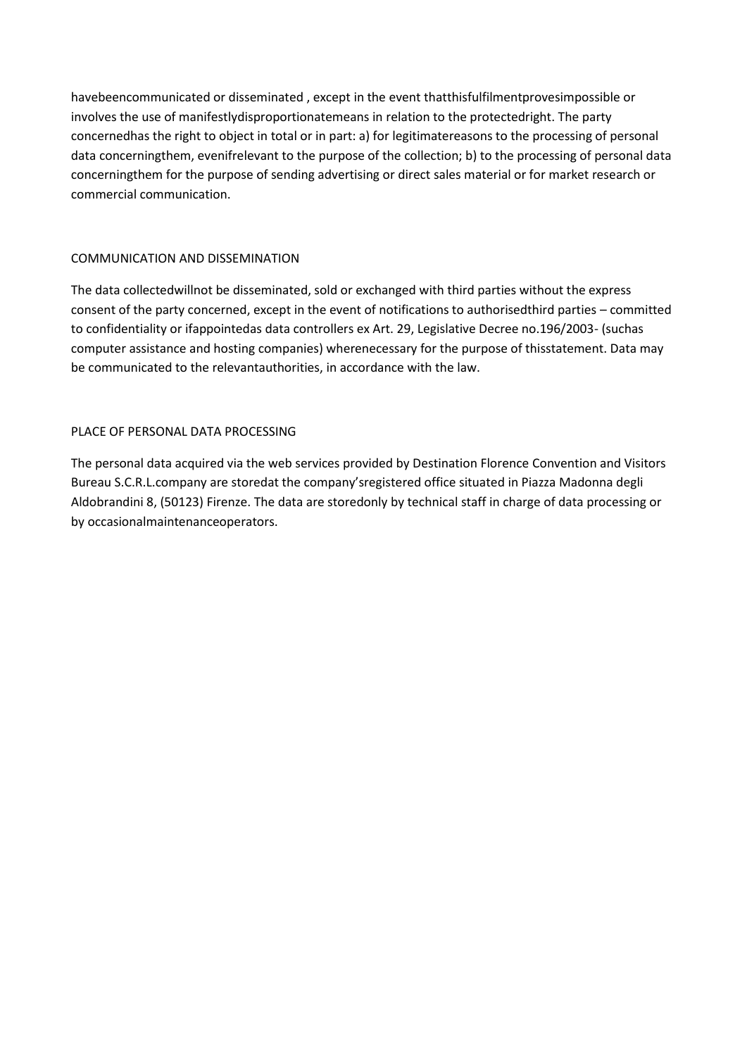havebeencommunicated or disseminated , except in the event thatthisfulfilmentprovesimpossible or involves the use of manifestlydisproportionatemeans in relation to the protectedright. The party concernedhas the right to object in total or in part: a) for legitimatereasons to the processing of personal data concerningthem, evenifrelevant to the purpose of the collection; b) to the processing of personal data concerningthem for the purpose of sending advertising or direct sales material or for market research or commercial communication.

## COMMUNICATION AND DISSEMINATION

The data collectedwillnot be disseminated, sold or exchanged with third parties without the express consent of the party concerned, except in the event of notifications to authorisedthird parties – committed to confidentiality or ifappointedas data controllers ex Art. 29, Legislative Decree no.196/2003- (suchas computer assistance and hosting companies) wherenecessary for the purpose of thisstatement. Data may be communicated to the relevantauthorities, in accordance with the law.

## PLACE OF PERSONAL DATA PROCESSING

The personal data acquired via the web services provided by Destination Florence Convention and Visitors Bureau S.C.R.L.company are storedat the company'sregistered office situated in Piazza Madonna degli Aldobrandini 8, (50123) Firenze. The data are storedonly by technical staff in charge of data processing or by occasionalmaintenanceoperators.